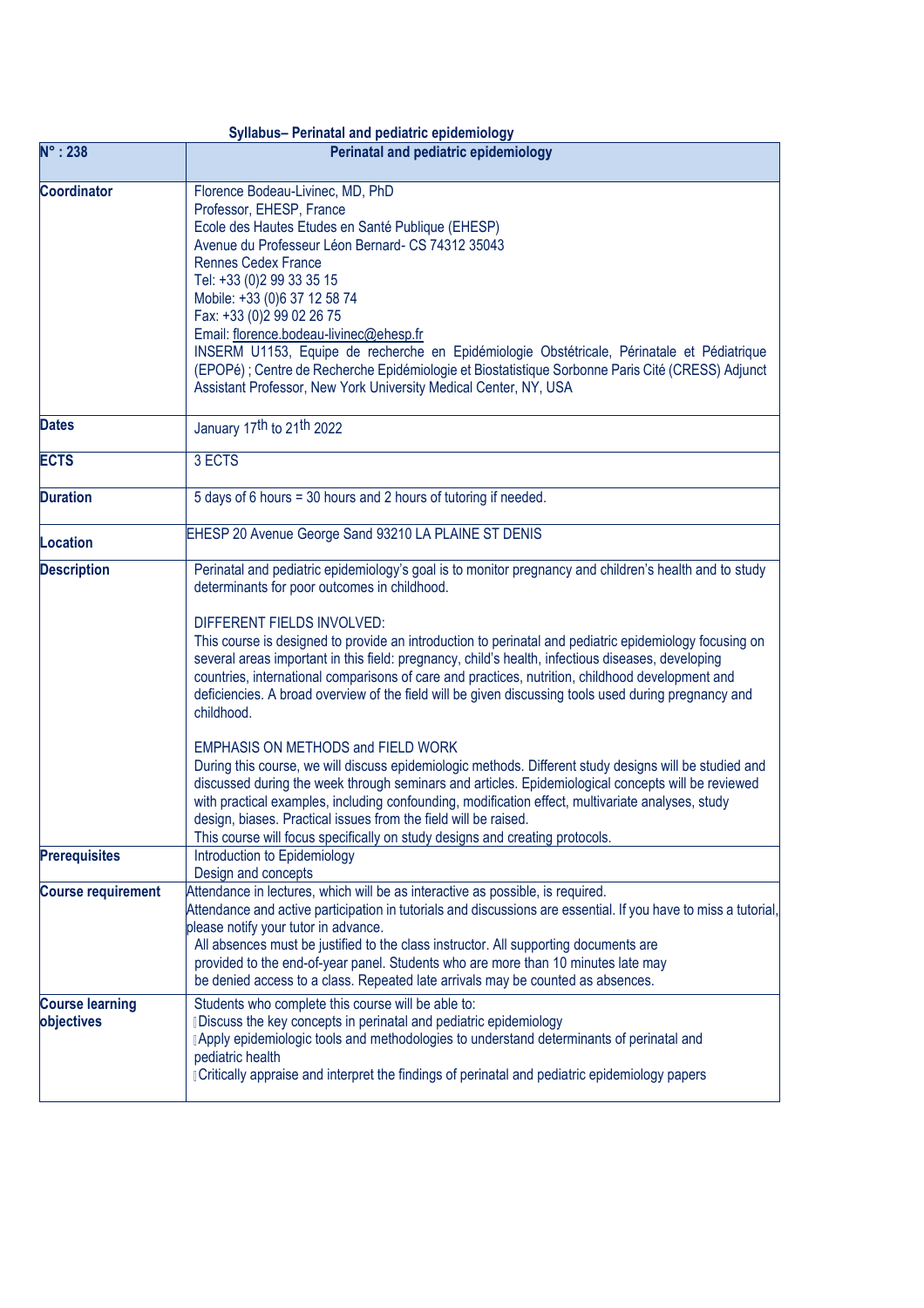**Syllabus– Perinatal and pediatric epidemiology**

| N° : 238 | Perinatal and pediatric epidemiology |
|---|---|
| **Coordinator** | Florence Bodeau-Livinec, MD, PhD<br>Professor, EHESP, France<br>Ecole des Hautes Etudes en Santé Publique (EHESP)<br>Avenue du Professeur Léon Bernard- CS 74312 35043<br>Rennes Cedex France<br>Tel: +33 (0)2 99 33 35 15<br>Mobile: +33 (0)6 37 12 58 74<br>Fax: +33 (0)2 99 02 26 75<br>Email: florence.bodeau-livinec@ehesp.fr<br>INSERM U1153, Equipe de recherche en Epidémiologie Obstétricale, Périnatale et Pédiatrique (EPOPé) ; Centre de Recherche Epidémiologie et Biostatistique Sorbonne Paris Cité (CRESS) Adjunct Assistant Professor, New York University Medical Center, NY, USA |
| **Dates** | January 17th to 21th 2022 |
| **ECTS** | 3 ECTS |
| **Duration** | 5 days of 6 hours = 30 hours and 2 hours of tutoring if needed. |
| **Location** | EHESP 20 Avenue George Sand 93210 LA PLAINE ST DENIS |
| **Description** | Perinatal and pediatric epidemiology's goal is to monitor pregnancy and children's health and to study determinants for poor outcomes in childhood.<br><br>DIFFERENT FIELDS INVOLVED:<br>This course is designed to provide an introduction to perinatal and pediatric epidemiology focusing on several areas important in this field: pregnancy, child's health, infectious diseases, developing countries, international comparisons of care and practices, nutrition, childhood development and deficiencies. A broad overview of the field will be given discussing tools used during pregnancy and childhood.<br><br>EMPHASIS ON METHODS and FIELD WORK<br>During this course, we will discuss epidemiologic methods. Different study designs will be studied and discussed during the week through seminars and articles. Epidemiological concepts will be reviewed with practical examples, including confounding, modification effect, multivariate analyses, study design, biases. Practical issues from the field will be raised.<br>This course will focus specifically on study designs and creating protocols. |
| **Prerequisites** | Introduction to Epidemiology<br>Design and concepts |
| **Course requirement** | Attendance in lectures, which will be as interactive as possible, is required.<br>Attendance and active participation in tutorials and discussions are essential. If you have to miss a tutorial, please notify your tutor in advance.<br>All absences must be justified to the class instructor. All supporting documents are provided to the end-of-year panel. Students who are more than 10 minutes late may be denied access to a class. Repeated late arrivals may be counted as absences. |
| **Course learning objectives** | Students who complete this course will be able to:<br>- Discuss the key concepts in perinatal and pediatric epidemiology<br>- Apply epidemiologic tools and methodologies to understand determinants of perinatal and pediatric health<br>- Critically appraise and interpret the findings of perinatal and pediatric epidemiology papers |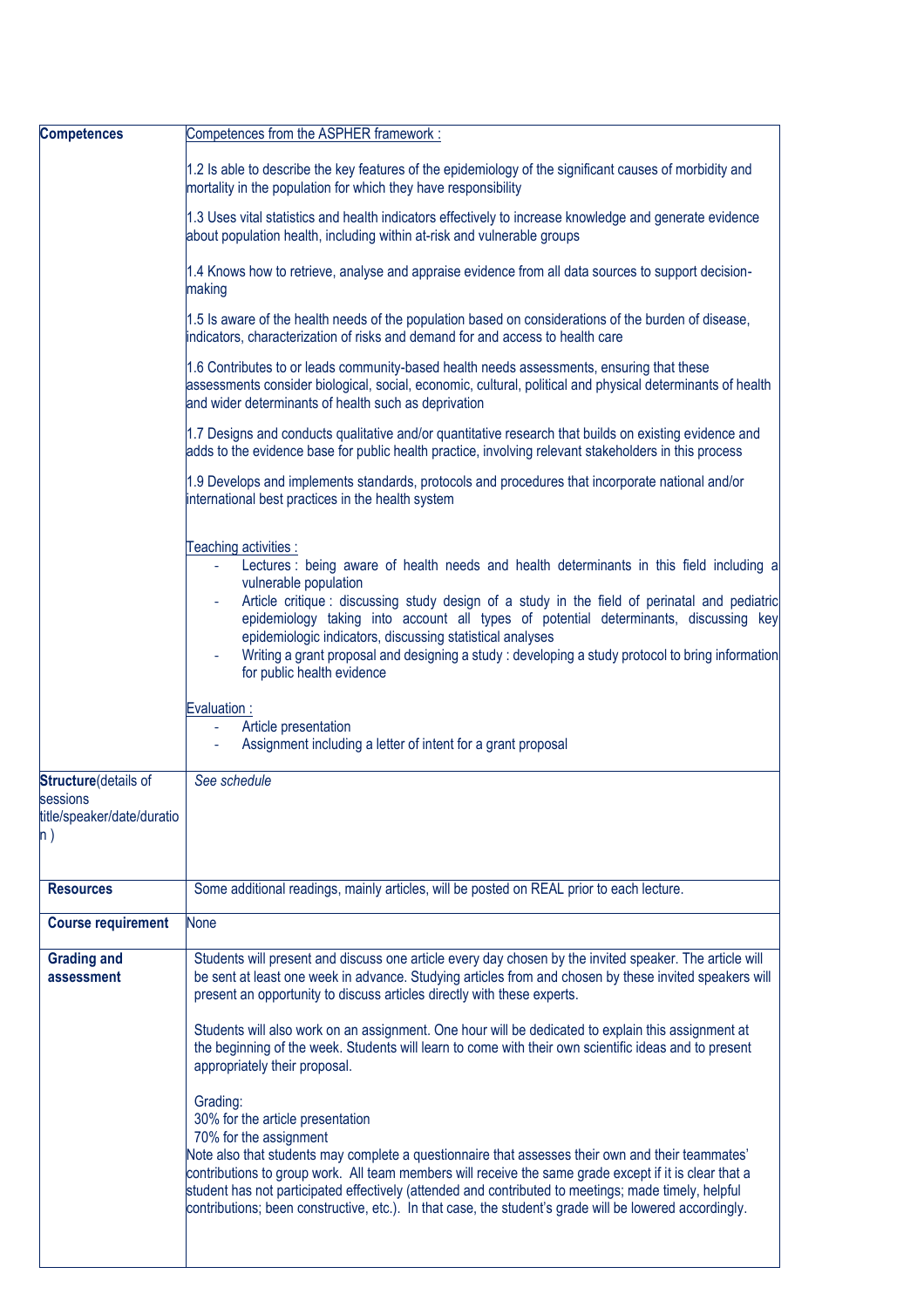| | |
|---|---|
| **Competences** | Competences from the ASPHER framework :<br><br>1.2 Is able to describe the key features of the epidemiology of the significant causes of morbidity and mortality in the population for which they have responsibility<br><br>1.3 Uses vital statistics and health indicators effectively to increase knowledge and generate evidence about population health, including within at-risk and vulnerable groups<br><br>1.4 Knows how to retrieve, analyse and appraise evidence from all data sources to support decision-making<br><br>1.5 Is aware of the health needs of the population based on considerations of the burden of disease, indicators, characterization of risks and demand for and access to health care<br><br>1.6 Contributes to or leads community-based health needs assessments, ensuring that these assessments consider biological, social, economic, cultural, political and physical determinants of health and wider determinants of health such as deprivation<br><br>1.7 Designs and conducts qualitative and/or quantitative research that builds on existing evidence and adds to the evidence base for public health practice, involving relevant stakeholders in this process<br><br>1.9 Develops and implements standards, protocols and procedures that incorporate national and/or international best practices in the health system<br><br>Teaching activities :<br>- Lectures : being aware of health needs and health determinants in this field including a vulnerable population<br>- Article critique : discussing study design of a study in the field of perinatal and pediatric epidemiology taking into account all types of potential determinants, discussing key epidemiologic indicators, discussing statistical analyses<br>- Writing a grant proposal and designing a study : developing a study protocol to bring information for public health evidence<br><br>Evaluation :<br>- Article presentation<br>- Assignment including a letter of intent for a grant proposal |
| **Structure**(details of sessions title/speaker/date/duration ) | *See schedule* |
| **Resources** | Some additional readings, mainly articles, will be posted on REAL prior to each lecture. |
| **Course requirement** | None |
| **Grading and assessment** | Students will present and discuss one article every day chosen by the invited speaker. The article will be sent at least one week in advance. Studying articles from and chosen by these invited speakers will present an opportunity to discuss articles directly with these experts.<br><br>Students will also work on an assignment. One hour will be dedicated to explain this assignment at the beginning of the week. Students will learn to come with their own scientific ideas and to present appropriately their proposal.<br><br>Grading:<br>30% for the article presentation<br>70% for the assignment<br>Note also that students may complete a questionnaire that assesses their own and their teammates' contributions to group work. All team members will receive the same grade except if it is clear that a student has not participated effectively (attended and contributed to meetings; made timely, helpful contributions; been constructive, etc.). In that case, the student's grade will be lowered accordingly. |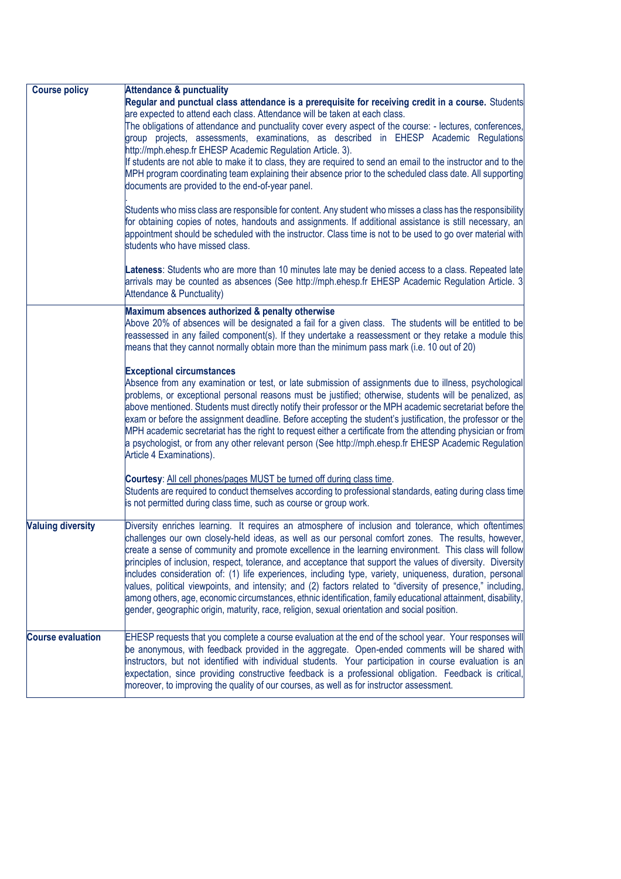| Course policy | **Attendance & punctuality**<br>**Regular and punctual class attendance is a prerequisite for receiving credit in a course.** Students are expected to attend each class. Attendance will be taken at each class.<br>The obligations of attendance and punctuality cover every aspect of the course: - lectures, conferences, group projects, assessments, examinations, as described in EHESP Academic Regulations http://mph.ehesp.fr EHESP Academic Regulation Article. 3).<br>If students are not able to make it to class, they are required to send an email to the instructor and to the MPH program coordinating team explaining their absence prior to the scheduled class date. All supporting documents are provided to the end-of-year panel.<br>.<br>Students who miss class are responsible for content. Any student who misses a class has the responsibility for obtaining copies of notes, handouts and assignments. If additional assistance is still necessary, an appointment should be scheduled with the instructor. Class time is not to be used to go over material with students who have missed class.<br><br>**Lateness**: Students who are more than 10 minutes late may be denied access to a class. Repeated late arrivals may be counted as absences (See http://mph.ehesp.fr EHESP Academic Regulation Article. 3 Attendance & Punctuality) |
|---|---|
| | **Maximum absences authorized & penalty otherwise**<br>Above 20% of absences will be designated a fail for a given class. The students will be entitled to be reassessed in any failed component(s). If they undertake a reassessment or they retake a module this means that they cannot normally obtain more than the minimum pass mark (i.e. 10 out of 20)<br><br>**Exceptional circumstances**<br>Absence from any examination or test, or late submission of assignments due to illness, psychological problems, or exceptional personal reasons must be justified; otherwise, students will be penalized, as above mentioned. Students must directly notify their professor or the MPH academic secretariat before the exam or before the assignment deadline. Before accepting the student's justification, the professor or the MPH academic secretariat has the right to request either a certificate from the attending physician or from a psychologist, or from any other relevant person (See http://mph.ehesp.fr EHESP Academic Regulation Article 4 Examinations).<br><br>**Courtesy**: All cell phones/pages MUST be turned off during class time.<br>Students are required to conduct themselves according to professional standards, eating during class time is not permitted during class time, such as course or group work. |
| **Valuing diversity** | Diversity enriches learning. It requires an atmosphere of inclusion and tolerance, which oftentimes challenges our own closely-held ideas, as well as our personal comfort zones. The results, however, create a sense of community and promote excellence in the learning environment. This class will follow principles of inclusion, respect, tolerance, and acceptance that support the values of diversity. Diversity includes consideration of: (1) life experiences, including type, variety, uniqueness, duration, personal values, political viewpoints, and intensity; and (2) factors related to "diversity of presence," including, among others, age, economic circumstances, ethnic identification, family educational attainment, disability, gender, geographic origin, maturity, race, religion, sexual orientation and social position. |
| **Course evaluation** | EHESP requests that you complete a course evaluation at the end of the school year. Your responses will be anonymous, with feedback provided in the aggregate. Open-ended comments will be shared with instructors, but not identified with individual students. Your participation in course evaluation is an expectation, since providing constructive feedback is a professional obligation. Feedback is critical, moreover, to improving the quality of our courses, as well as for instructor assessment. |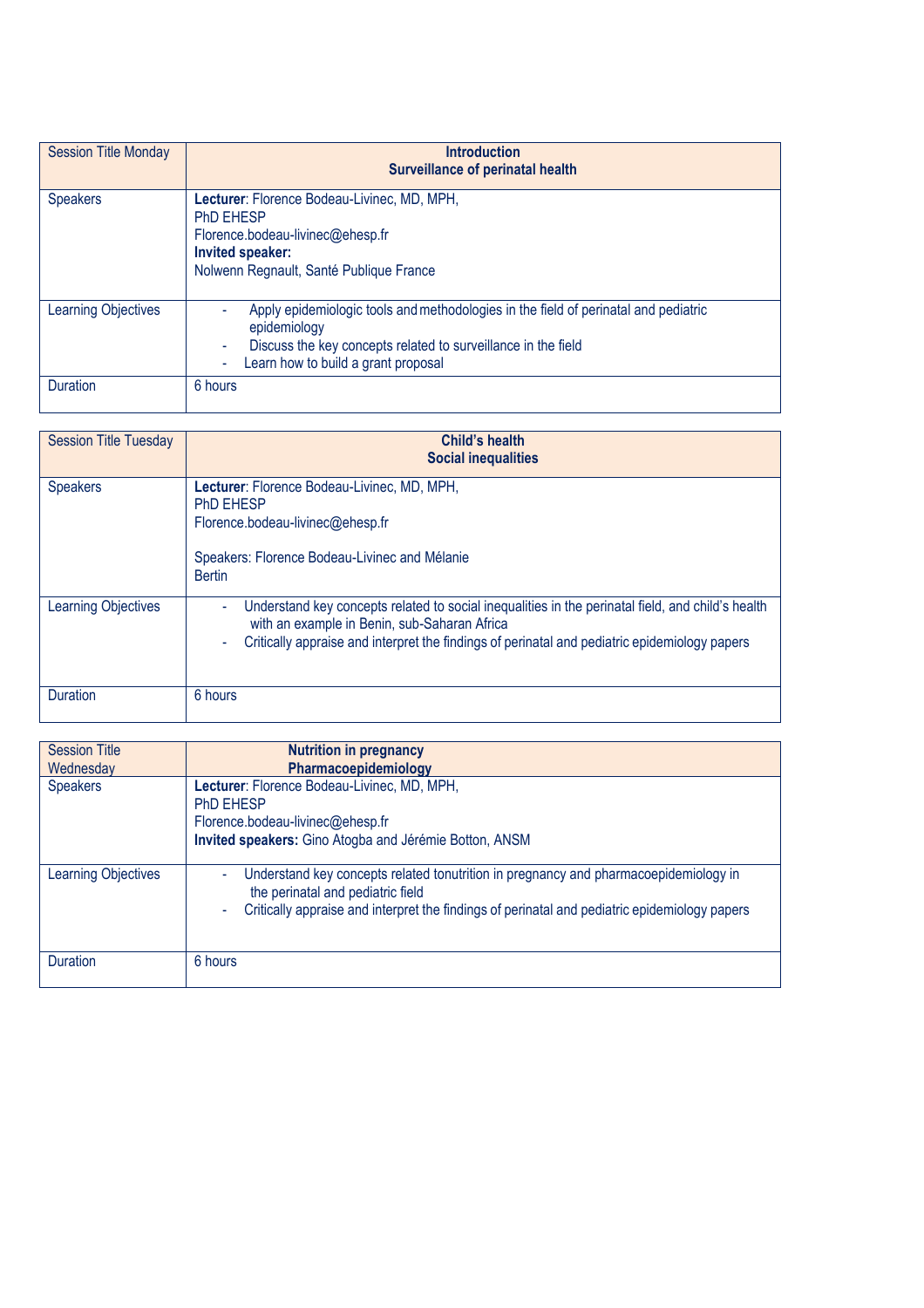| Session Title Monday | **Introduction**<br>**Surveillance of perinatal health** |
|---|---|
| Speakers | **Lecturer**: Florence Bodeau-Livinec, MD, MPH,<br>PhD EHESP<br>Florence.bodeau-livinec@ehesp.fr<br>**Invited speaker:**<br>Nolwenn Regnault, Santé Publique France |
| Learning Objectives | - Apply epidemiologic tools and methodologies in the field of perinatal and pediatric epidemiology<br>- Discuss the key concepts related to surveillance in the field<br>- Learn how to build a grant proposal |
| Duration | 6 hours |

| Session Title Tuesday | **Child's health**<br>**Social inequalities** |
|---|---|
| Speakers | **Lecturer**: Florence Bodeau-Livinec, MD, MPH,<br>PhD EHESP<br>Florence.bodeau-livinec@ehesp.fr<br><br>Speakers: Florence Bodeau-Livinec and Mélanie Bertin |
| Learning Objectives | - Understand key concepts related to social inequalities in the perinatal field, and child's health with an example in Benin, sub-Saharan Africa<br>- Critically appraise and interpret the findings of perinatal and pediatric epidemiology papers |
| Duration | 6 hours |

| Session Title Wednesday | **Nutrition in pregnancy**<br>**Pharmacoepidemiology** |
|---|---|
| Speakers | **Lecturer**: Florence Bodeau-Livinec, MD, MPH,<br>PhD EHESP<br>Florence.bodeau-livinec@ehesp.fr<br>**Invited speakers:** Gino Atogba and Jérémie Botton, ANSM |
| Learning Objectives | - Understand key concepts related tonutrition in pregnancy and pharmacoepidemiology in the perinatal and pediatric field<br>- Critically appraise and interpret the findings of perinatal and pediatric epidemiology papers |
| Duration | 6 hours |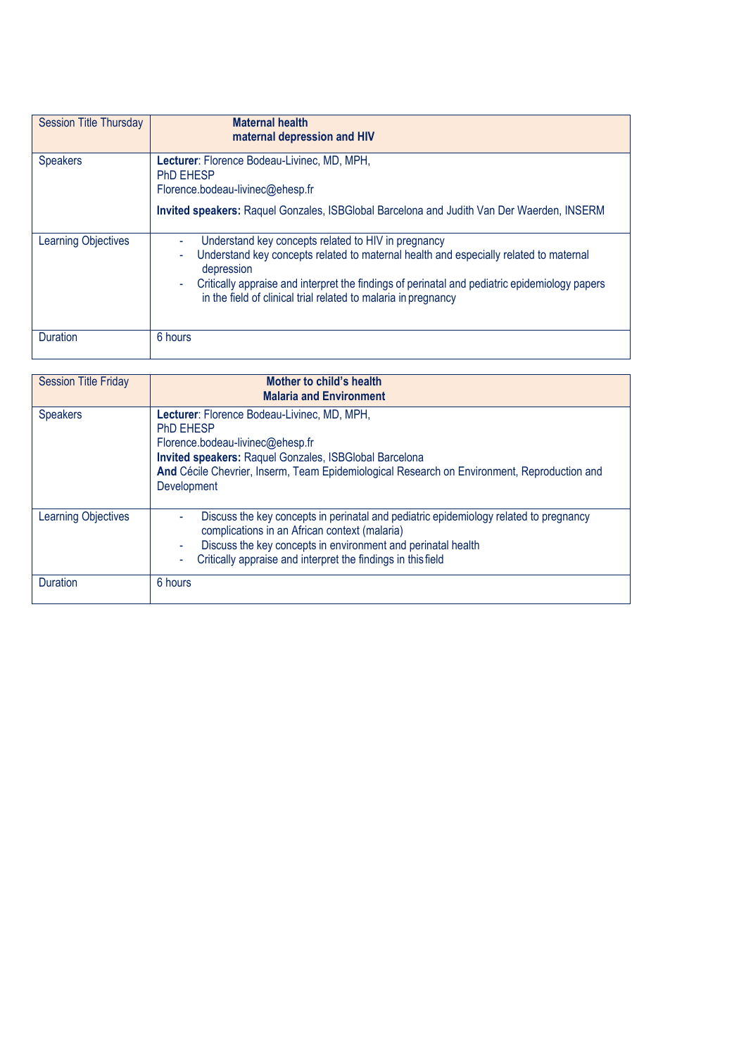| Session Title Thursday | **Maternal health**<br>**maternal depression and HIV** |
|---|---|
| Speakers | **Lecturer**: Florence Bodeau-Livinec, MD, MPH,<br>PhD EHESP<br>Florence.bodeau-livinec@ehesp.fr<br><br>**Invited speakers:** Raquel Gonzales, ISBGlobal Barcelona and Judith Van Der Waerden, INSERM |
| Learning Objectives | - Understand key concepts related to HIV in pregnancy<br>- Understand key concepts related to maternal health and especially related to maternal depression<br>- Critically appraise and interpret the findings of perinatal and pediatric epidemiology papers in the field of clinical trial related to malaria in pregnancy |
| Duration | 6 hours |

| Session Title Friday | **Mother to child's health**<br>**Malaria and Environment** |
|---|---|
| Speakers | **Lecturer**: Florence Bodeau-Livinec, MD, MPH,<br>PhD EHESP<br>Florence.bodeau-livinec@ehesp.fr<br>**Invited speakers:** Raquel Gonzales, ISBGlobal Barcelona<br>**And** Cécile Chevrier, Inserm, Team Epidemiological Research on Environment, Reproduction and Development |
| Learning Objectives | - Discuss the key concepts in perinatal and pediatric epidemiology related to pregnancy complications in an African context (malaria)<br>- Discuss the key concepts in environment and perinatal health<br>- Critically appraise and interpret the findings in this field |
| Duration | 6 hours |